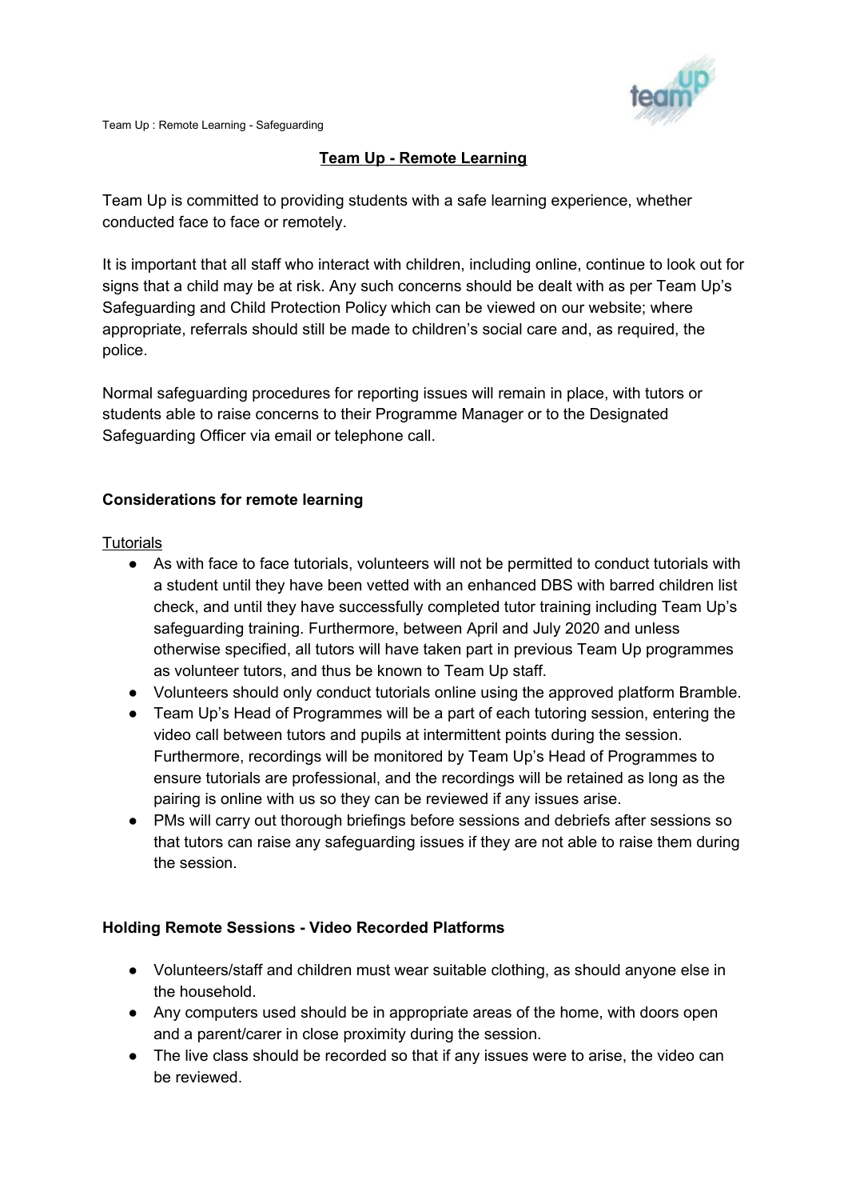# Team Up - Remote Learning

Team Up is committed to providing students with a safe learning experience, whether conducted face to face or remotely.

It is important that all staff who interact with children, including online, continue to look out for signs that a child may be at risk. Any such concerns should be dealt with as per Team Up's Safeguarding and Child Protection Policy which can be viewed on our website; where appropriate, referrals should still be made to children's social care and, as required, the police.

Normal safeguarding procedures for reporting issues will remain in place, with tutors or students able to raise concerns to their Programme Manager or to the Designated Safeguarding Officer via email or telephone call.

## Considerations for remote learning

Tutorials

- As with face to face tutorials, volunteers will not be permitted to conduct tutorials with a student until they have been vetted with an enhanced DBS with barred children list check, and until they have successfully completed tutor training including Team Up's safeguarding training. Furthermore, between April and July 2020 and unless otherwise specified, all tutors will have taken part in previous Team Up programmes as volunteer tutors, and thus be known to Team Up staff.
- Volunteers should only conduct tutorials online using the approved platform Bramble.
- Team Up's Head of Programmes will be a part of each tutoring session, entering the video call between tutors and pupils at intermittent points during the session. Furthermore, recordings will be monitored by Team Up's Head of Programmes to ensure tutorials are professional, and the recordings will be retained as long as the pairing is online with us so they can be reviewed if any issues arise.
- PMs will carry out thorough briefings before sessions and debriefs after sessions so that tutors can raise any safeguarding issues if they are not able to raise them during the session.

## Holding Remote Sessions - Video Recorded Platforms

- Volunteers/staff and children must wear suitable clothing, as should anyone else in the household.
- Any computers used should be in appropriate areas of the home, with doors open and a parent/carer in close proximity during the session.
- The live class should be recorded so that if any issues were to arise, the video can be reviewed.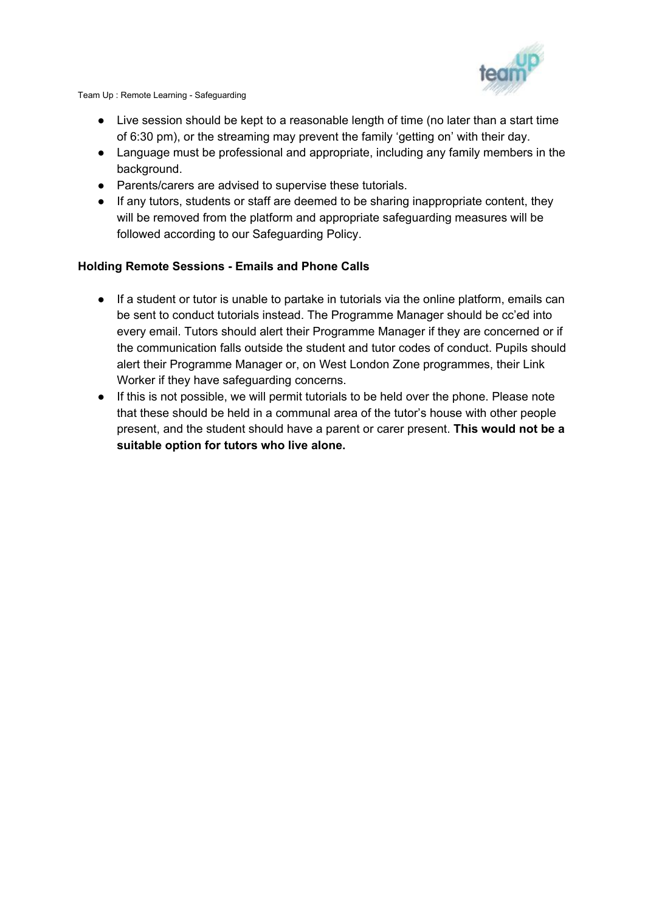- Live session should be kept to a reasonable length of time (no later than a start time of 6:30 pm), or the streaming may prevent the family 'getting on' with their day.
- Language must be professional and appropriate, including any family members in the background.
- Parents/carers are advised to supervise these tutorials.
- If any tutors, students or staff are deemed to be sharing inappropriate content, they will be removed from the platform and appropriate safeguarding measures will be followed according to our Safeguarding Policy.

**Holding Remote Sessions - Emails and Phone Calls**

- If a student or tutor is unable to partake in tutorials via the online platform, emails can be sent to conduct tutorials instead. The Programme Manager should be cc'ed into every email. Tutors should alert their Programme Manager if they are concerned or if the communication falls outside the student and tutor codes of conduct. Pupils should alert their Programme Manager or, on West London Zone programmes, their Link Worker if they have safeguarding concerns.
- If this is not possible, we will permit tutorials to be held over the phone. Please note that these should be held in a communal area of the tutor's house with other people present, and the student should have a parent or carer present. **This would not be a suitable option for tutors who live alone.**